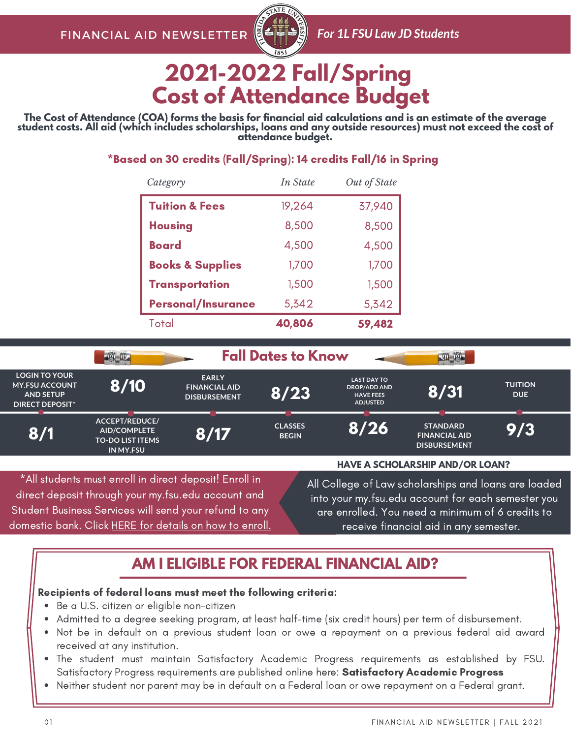FINANCIAL AID NEWSLETTER *For 1L FSU Law JD Students*

# 2021-2022 Fall/Spring Cost of Attendance Budget

**The Cost of Attendance (COA) forms the basis for financial aid calculations and is an estimate of the average student costs. All aid (which includes scholarships, loans and any outside resources) must not exceed the cost of attendance budget.**

**\*Based on 30 credits (Fall/Spring): 14 credits Fall/16 in Spring**

| *Category* | *In State* | *Out of State* |
|---|---|---|
| **Tuition & Fees** | 19,264 | 37,940 |
| **Housing** | 8,500 | 8,500 |
| **Board** | 4,500 | 4,500 |
| **Books & Supplies** | 1,700 | 1,700 |
| **Transportation** | 1,500 | 1,500 |
| **Personal/Insurance** | 5,342 | 5,342 |
| Total | **40,806** | **59,482** |

## Fall Dates to Know

- **8/1** – Login to your my.FSU account and setup direct deposit*
- **8/10** – Accept/reduce/aid/complete to-do list items in my.FSU
- **8/17** – Early financial aid disbursement
- **8/23** – Classes begin
- **8/26** – Last day to drop/add and have fees adjusted
- **8/31** – Standard financial aid disbursement
- **9/3** – Tuition due

*All students must enroll in direct deposit! Enroll in direct deposit through your my.fsu.edu account and Student Business Services will send your refund to any domestic bank. Click HERE for details on how to enroll.

**HAVE A SCHOLARSHIP AND/OR LOAN?**

All College of Law scholarships and loans are loaded into your my.fsu.edu account for each semester you are enrolled. You need a minimum of 6 credits to receive financial aid in any semester.

## AM I ELIGIBLE FOR FEDERAL FINANCIAL AID?

**Recipients of federal loans must meet the following criteria:**

- Be a U.S. citizen or eligible non-citizen
- Admitted to a degree seeking program, at least half-time (six credit hours) per term of disbursement.
- Not be in default on a previous student loan or owe a repayment on a previous federal aid award received at any institution.
- The student must maintain Satisfactory Academic Progress requirements as established by FSU. Satisfactory Progress requirements are published online here: **Satisfactory Academic Progress**
- Neither student nor parent may be in default on a Federal loan or owe repayment on a Federal grant.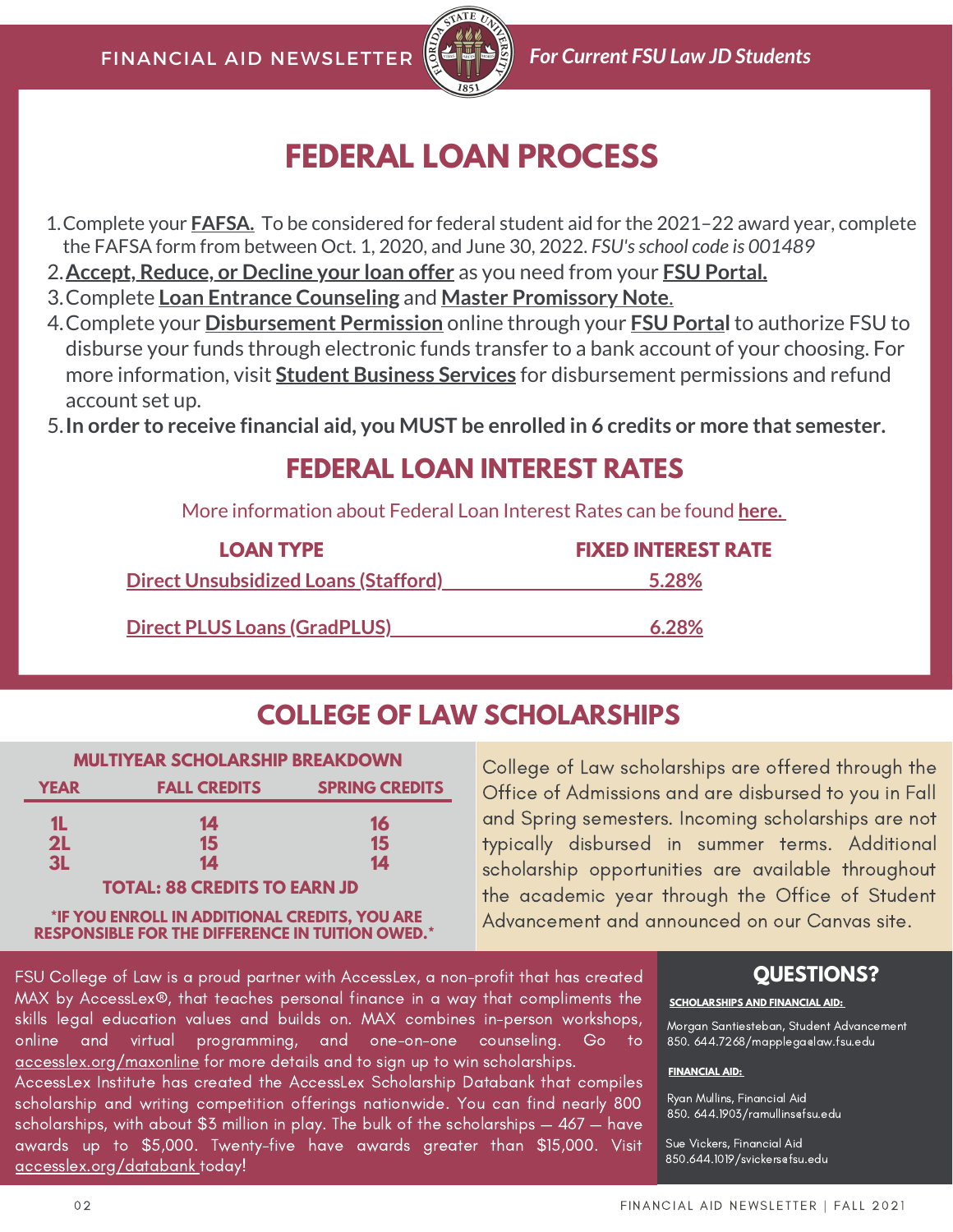FINANCIAL AID NEWSLETTER *For Current FSU Law JD Students*

# FEDERAL LOAN PROCESS

1. Complete your **FAFSA.** To be considered for federal student aid for the 2021–22 award year, complete the FAFSA form from between Oct. 1, 2020, and June 30, 2022. *FSU's school code is 001489*
2. **Accept, Reduce, or Decline your loan offer** as you need from your **FSU Portal.**
3. Complete **Loan Entrance Counseling** and **Master Promissory Note**.
4. Complete your **Disbursement Permission** online through your **FSU Portal** to authorize FSU to disburse your funds through electronic funds transfer to a bank account of your choosing. For more information, visit **Student Business Services** for disbursement permissions and refund account set up.
5. **In order to receive financial aid, you MUST be enrolled in 6 credits or more that semester.**

# FEDERAL LOAN INTEREST RATES

More information about Federal Loan Interest Rates can be found **here.**

| LOAN TYPE | FIXED INTEREST RATE |
|---|---|
| Direct Unsubsidized Loans (Stafford) | 5.28% |
| Direct PLUS Loans (GradPLUS) | 6.28% |

# COLLEGE OF LAW SCHOLARSHIPS

**MULTIYEAR SCHOLARSHIP BREAKDOWN**

| YEAR | FALL CREDITS | SPRING CREDITS |
|---|---|---|
| 1L | 14 | 16 |
| 2L | 15 | 15 |
| 3L | 14 | 14 |

**TOTAL: 88 CREDITS TO EARN JD**

**\*IF YOU ENROLL IN ADDITIONAL CREDITS, YOU ARE RESPONSIBLE FOR THE DIFFERENCE IN TUITION OWED.\***

College of Law scholarships are offered through the Office of Admissions and are disbursed to you in Fall and Spring semesters. Incoming scholarships are not typically disbursed in summer terms. Additional scholarship opportunities are available throughout the academic year through the Office of Student Advancement and announced on our Canvas site.

FSU College of Law is a proud partner with AccessLex, a non-profit that has created MAX by AccessLex®, that teaches personal finance in a way that compliments the skills legal education values and builds on. MAX combines in-person workshops, online and virtual programming, and one-on-one counseling. Go to accesslex.org/maxonline for more details and to sign up to win scholarships.
AccessLex Institute has created the AccessLex Scholarship Databank that compiles scholarship and writing competition offerings nationwide. You can find nearly 800 scholarships, with about $3 million in play. The bulk of the scholarships — 467 — have awards up to $5,000. Twenty-five have awards greater than $15,000. Visit accesslex.org/databank today!

## QUESTIONS?

**SCHOLARSHIPS AND FINANCIAL AID:**

Morgan Santiesteban, Student Advancement
850. 644.7268/mapplega@law.fsu.edu

**FINANCIAL AID:**

Ryan Mullins, Financial Aid
850. 644.1903/ramullins@fsu.edu

Sue Vickers, Financial Aid
850.644.1019/svickers@fsu.edu